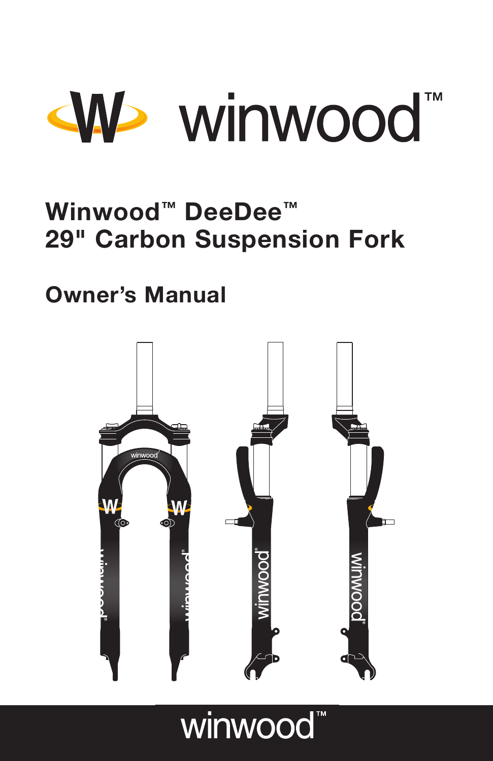# winwood™

## Winwood™ DeeDee™ 29" Carbon Suspension Fork

## Owner's Manual

winwood™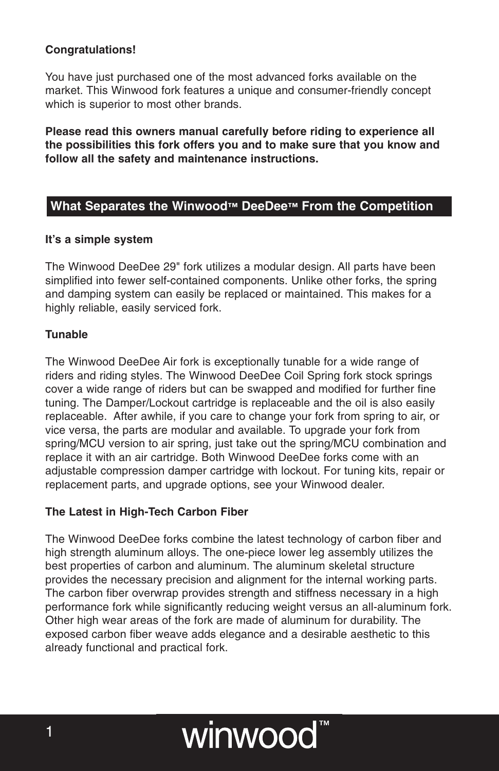**Congratulations!**

You have just purchased one of the most advanced forks available on the market. This Winwood fork features a unique and consumer-friendly concept which is superior to most other brands.

**Please read this owners manual carefully before riding to experience all the possibilities this fork offers you and to make sure that you know and follow all the safety and maintenance instructions.**

## What Separates the Winwood™ DeeDee™ From the Competition

**It's a simple system**

The Winwood DeeDee 29" fork utilizes a modular design. All parts have been simplified into fewer self-contained components. Unlike other forks, the spring and damping system can easily be replaced or maintained. This makes for a highly reliable, easily serviced fork.

**Tunable**

The Winwood DeeDee Air fork is exceptionally tunable for a wide range of riders and riding styles. The Winwood DeeDee Coil Spring fork stock springs cover a wide range of riders but can be swapped and modified for further fine tuning. The Damper/Lockout cartridge is replaceable and the oil is also easily replaceable. After awhile, if you care to change your fork from spring to air, or vice versa, the parts are modular and available. To upgrade your fork from spring/MCU version to air spring, just take out the spring/MCU combination and replace it with an air cartridge. Both Winwood DeeDee forks come with an adjustable compression damper cartridge with lockout. For tuning kits, repair or replacement parts, and upgrade options, see your Winwood dealer.

**The Latest in High-Tech Carbon Fiber**

The Winwood DeeDee forks combine the latest technology of carbon fiber and high strength aluminum alloys. The one-piece lower leg assembly utilizes the best properties of carbon and aluminum. The aluminum skeletal structure provides the necessary precision and alignment for the internal working parts. The carbon fiber overwrap provides strength and stiffness necessary in a high performance fork while significantly reducing weight versus an all-aluminum fork. Other high wear areas of the fork are made of aluminum for durability. The exposed carbon fiber weave adds elegance and a desirable aesthetic to this already functional and practical fork.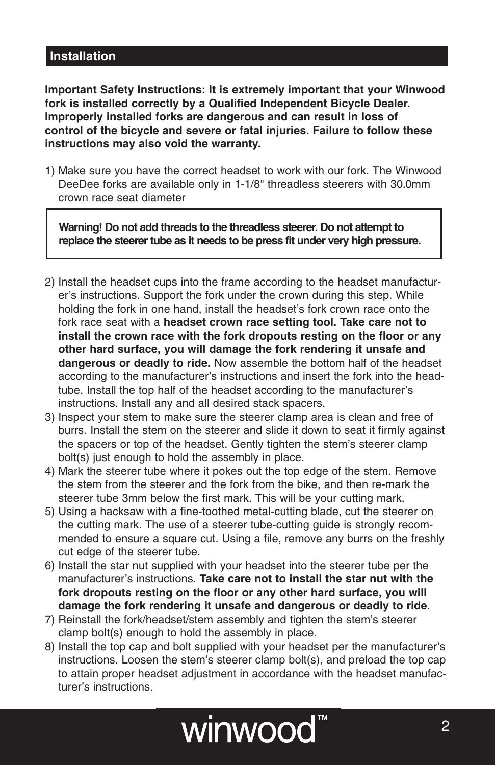## Installation

**Important Safety Instructions: It is extremely important that your Winwood fork is installed correctly by a Qualified Independent Bicycle Dealer. Improperly installed forks are dangerous and can result in loss of control of the bicycle and severe or fatal injuries. Failure to follow these instructions may also void the warranty.**

1) Make sure you have the correct headset to work with our fork. The Winwood DeeDee forks are available only in 1-1/8" threadless steerers with 30.0mm crown race seat diameter

> **Warning! Do not add threads to the threadless steerer. Do not attempt to replace the steerer tube as it needs to be press fit under very high pressure.**

2) Install the headset cups into the frame according to the headset manufacturer's instructions. Support the fork under the crown during this step. While holding the fork in one hand, install the headset's fork crown race onto the fork race seat with a **headset crown race setting tool. Take care not to install the crown race with the fork dropouts resting on the floor or any other hard surface, you will damage the fork rendering it unsafe and dangerous or deadly to ride.** Now assemble the bottom half of the headset according to the manufacturer's instructions and insert the fork into the head-tube. Install the top half of the headset according to the manufacturer's instructions. Install any and all desired stack spacers.
3) Inspect your stem to make sure the steerer clamp area is clean and free of burrs. Install the stem on the steerer and slide it down to seat it firmly against the spacers or top of the headset. Gently tighten the stem's steerer clamp bolt(s) just enough to hold the assembly in place.
4) Mark the steerer tube where it pokes out the top edge of the stem. Remove the stem from the steerer and the fork from the bike, and then re-mark the steerer tube 3mm below the first mark. This will be your cutting mark.
5) Using a hacksaw with a fine-toothed metal-cutting blade, cut the steerer on the cutting mark. The use of a steerer tube-cutting guide is strongly recommended to ensure a square cut. Using a file, remove any burrs on the freshly cut edge of the steerer tube.
6) Install the star nut supplied with your headset into the steerer tube per the manufacturer's instructions. **Take care not to install the star nut with the fork dropouts resting on the floor or any other hard surface, you will damage the fork rendering it unsafe and dangerous or deadly to ride**.
7) Reinstall the fork/headset/stem assembly and tighten the stem's steerer clamp bolt(s) enough to hold the assembly in place.
8) Install the top cap and bolt supplied with your headset per the manufacturer's instructions. Loosen the stem's steerer clamp bolt(s), and preload the top cap to attain proper headset adjustment in accordance with the headset manufacturer's instructions.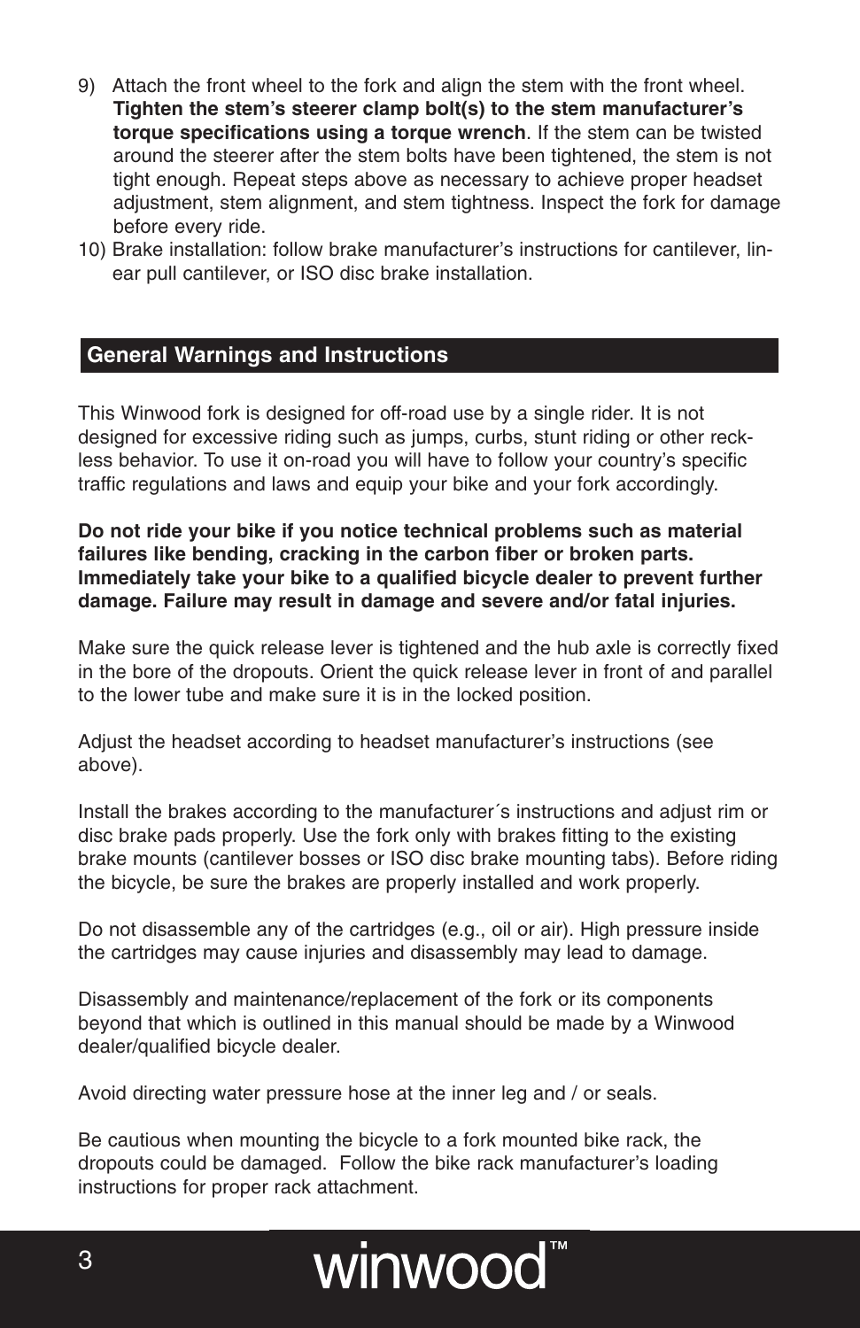9) Attach the front wheel to the fork and align the stem with the front wheel. **Tighten the stem's steerer clamp bolt(s) to the stem manufacturer's torque specifications using a torque wrench**. If the stem can be twisted around the steerer after the stem bolts have been tightened, the stem is not tight enough. Repeat steps above as necessary to achieve proper headset adjustment, stem alignment, and stem tightness. Inspect the fork for damage before every ride.
10) Brake installation: follow brake manufacturer's instructions for cantilever, linear pull cantilever, or ISO disc brake installation.

## General Warnings and Instructions

This Winwood fork is designed for off-road use by a single rider. It is not designed for excessive riding such as jumps, curbs, stunt riding or other reckless behavior. To use it on-road you will have to follow your country's specific traffic regulations and laws and equip your bike and your fork accordingly.

**Do not ride your bike if you notice technical problems such as material failures like bending, cracking in the carbon fiber or broken parts. Immediately take your bike to a qualified bicycle dealer to prevent further damage. Failure may result in damage and severe and/or fatal injuries.**

Make sure the quick release lever is tightened and the hub axle is correctly fixed in the bore of the dropouts. Orient the quick release lever in front of and parallel to the lower tube and make sure it is in the locked position.

Adjust the headset according to headset manufacturer's instructions (see above).

Install the brakes according to the manufacturer´s instructions and adjust rim or disc brake pads properly. Use the fork only with brakes fitting to the existing brake mounts (cantilever bosses or ISO disc brake mounting tabs). Before riding the bicycle, be sure the brakes are properly installed and work properly.

Do not disassemble any of the cartridges (e.g., oil or air). High pressure inside the cartridges may cause injuries and disassembly may lead to damage.

Disassembly and maintenance/replacement of the fork or its components beyond that which is outlined in this manual should be made by a Winwood dealer/qualified bicycle dealer.

Avoid directing water pressure hose at the inner leg and / or seals.

Be cautious when mounting the bicycle to a fork mounted bike rack, the dropouts could be damaged. Follow the bike rack manufacturer's loading instructions for proper rack attachment.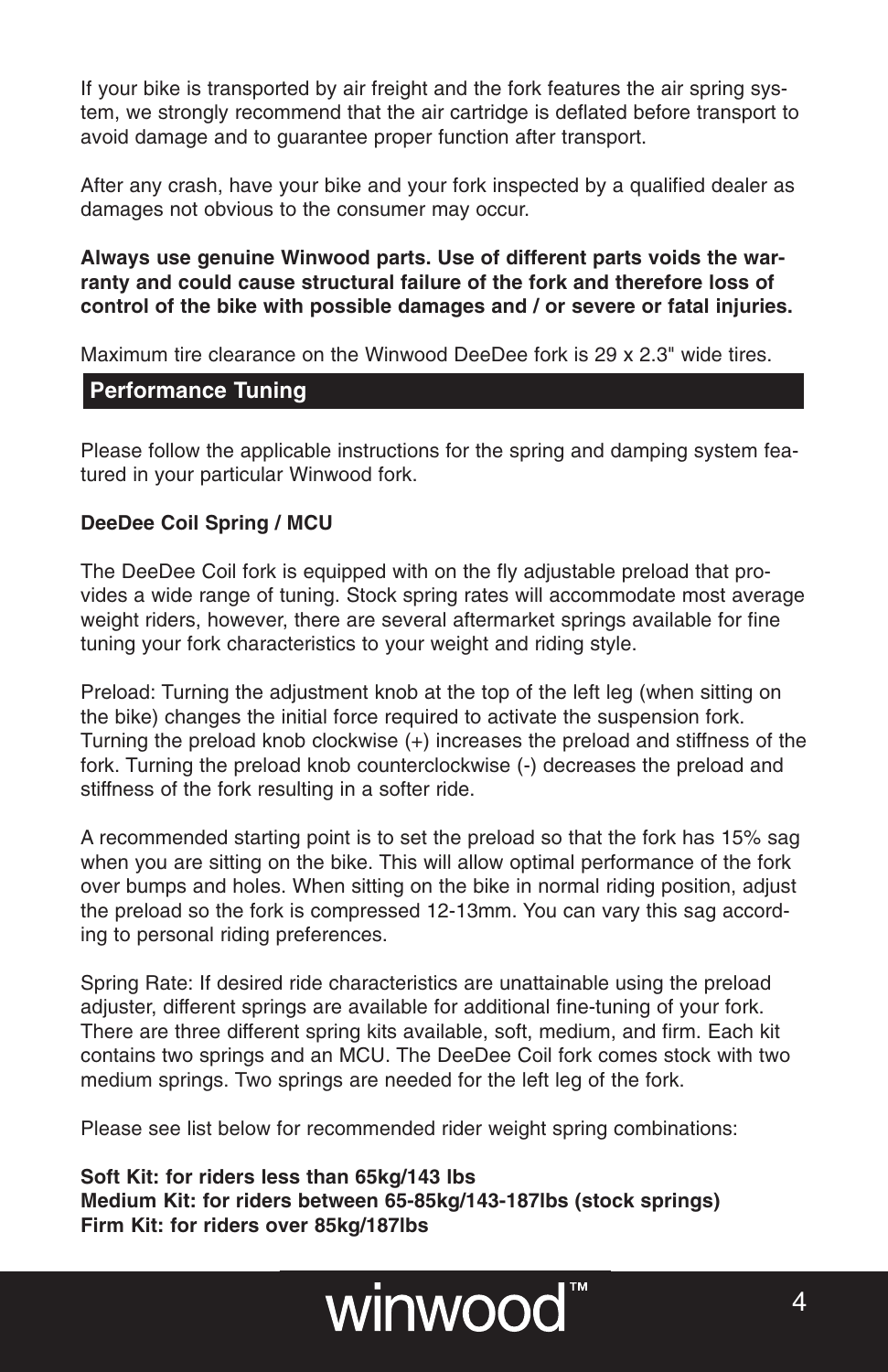If your bike is transported by air freight and the fork features the air spring system, we strongly recommend that the air cartridge is deflated before transport to avoid damage and to guarantee proper function after transport.

After any crash, have your bike and your fork inspected by a qualified dealer as damages not obvious to the consumer may occur.

**Always use genuine Winwood parts. Use of different parts voids the warranty and could cause structural failure of the fork and therefore loss of control of the bike with possible damages and / or severe or fatal injuries.**

Maximum tire clearance on the Winwood DeeDee fork is 29 x 2.3" wide tires.

## Performance Tuning

Please follow the applicable instructions for the spring and damping system featured in your particular Winwood fork.

**DeeDee Coil Spring / MCU**

The DeeDee Coil fork is equipped with on the fly adjustable preload that provides a wide range of tuning. Stock spring rates will accommodate most average weight riders, however, there are several aftermarket springs available for fine tuning your fork characteristics to your weight and riding style.

Preload: Turning the adjustment knob at the top of the left leg (when sitting on the bike) changes the initial force required to activate the suspension fork. Turning the preload knob clockwise (+) increases the preload and stiffness of the fork. Turning the preload knob counterclockwise (-) decreases the preload and stiffness of the fork resulting in a softer ride.

A recommended starting point is to set the preload so that the fork has 15% sag when you are sitting on the bike. This will allow optimal performance of the fork over bumps and holes. When sitting on the bike in normal riding position, adjust the preload so the fork is compressed 12-13mm. You can vary this sag according to personal riding preferences.

Spring Rate: If desired ride characteristics are unattainable using the preload adjuster, different springs are available for additional fine-tuning of your fork. There are three different spring kits available, soft, medium, and firm. Each kit contains two springs and an MCU. The DeeDee Coil fork comes stock with two medium springs. Two springs are needed for the left leg of the fork.

Please see list below for recommended rider weight spring combinations:

**Soft Kit: for riders less than 65kg/143 lbs**
**Medium Kit: for riders between 65-85kg/143-187lbs (stock springs)**
**Firm Kit: for riders over 85kg/187lbs**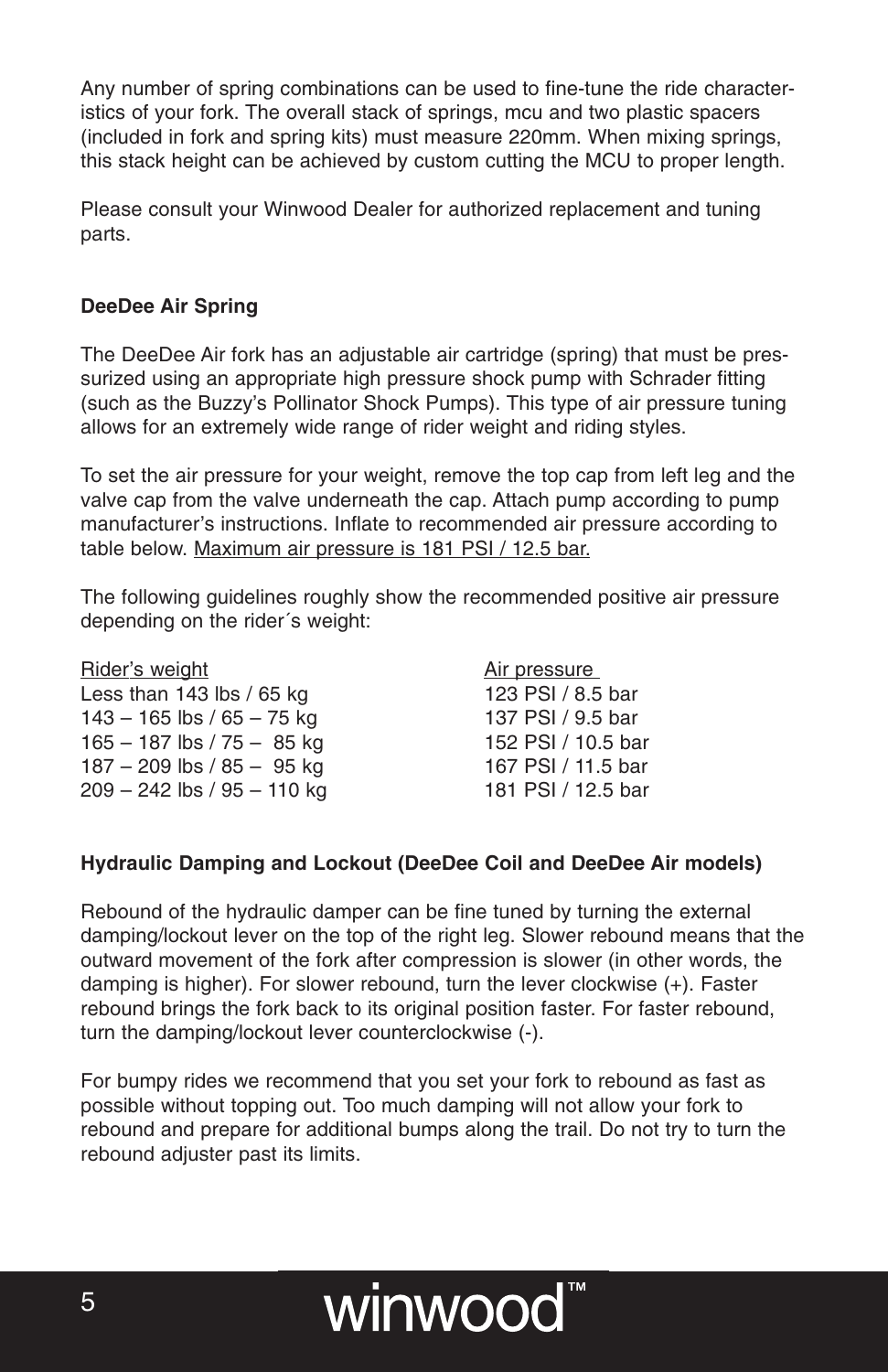Any number of spring combinations can be used to fine-tune the ride characteristics of your fork. The overall stack of springs, mcu and two plastic spacers (included in fork and spring kits) must measure 220mm. When mixing springs, this stack height can be achieved by custom cutting the MCU to proper length.

Please consult your Winwood Dealer for authorized replacement and tuning parts.

**DeeDee Air Spring**

The DeeDee Air fork has an adjustable air cartridge (spring) that must be pressurized using an appropriate high pressure shock pump with Schrader fitting (such as the Buzzy's Pollinator Shock Pumps). This type of air pressure tuning allows for an extremely wide range of rider weight and riding styles.

To set the air pressure for your weight, remove the top cap from left leg and the valve cap from the valve underneath the cap. Attach pump according to pump manufacturer's instructions. Inflate to recommended air pressure according to table below. Maximum air pressure is 181 PSI / 12.5 bar.

The following guidelines roughly show the recommended positive air pressure depending on the rider´s weight:

| Rider's weight | Air pressure |
|---|---|
| Less than 143 lbs / 65 kg | 123 PSI / 8.5 bar |
| 143 – 165 lbs / 65 – 75 kg | 137 PSI / 9.5 bar |
| 165 – 187 lbs / 75 – 85 kg | 152 PSI / 10.5 bar |
| 187 – 209 lbs / 85 – 95 kg | 167 PSI / 11.5 bar |
| 209 – 242 lbs / 95 – 110 kg | 181 PSI / 12.5 bar |

**Hydraulic Damping and Lockout (DeeDee Coil and DeeDee Air models)**

Rebound of the hydraulic damper can be fine tuned by turning the external damping/lockout lever on the top of the right leg. Slower rebound means that the outward movement of the fork after compression is slower (in other words, the damping is higher). For slower rebound, turn the lever clockwise (+). Faster rebound brings the fork back to its original position faster. For faster rebound, turn the damping/lockout lever counterclockwise (-).

For bumpy rides we recommend that you set your fork to rebound as fast as possible without topping out. Too much damping will not allow your fork to rebound and prepare for additional bumps along the trail. Do not try to turn the rebound adjuster past its limits.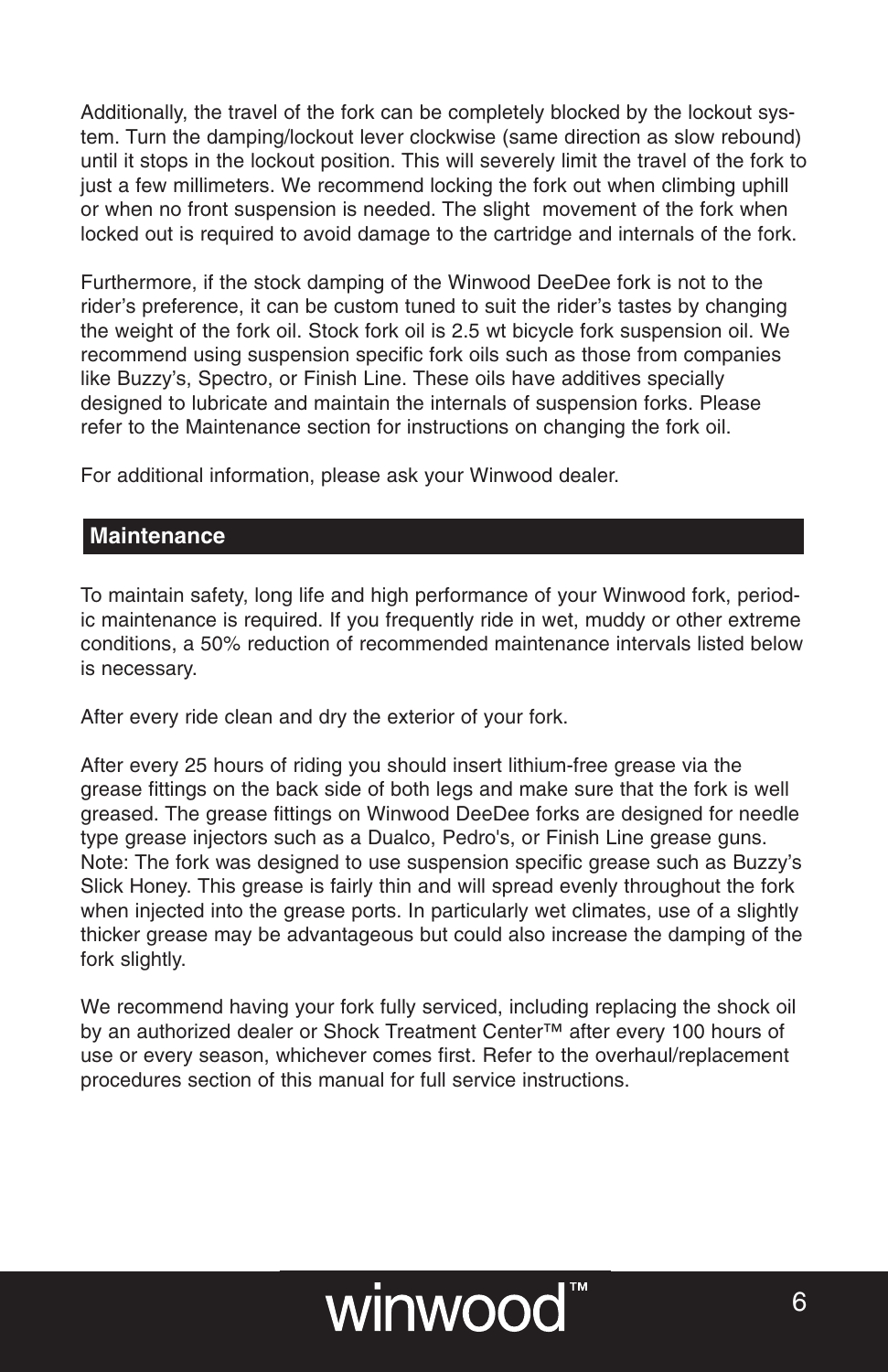Additionally, the travel of the fork can be completely blocked by the lockout system. Turn the damping/lockout lever clockwise (same direction as slow rebound) until it stops in the lockout position. This will severely limit the travel of the fork to just a few millimeters. We recommend locking the fork out when climbing uphill or when no front suspension is needed. The slight movement of the fork when locked out is required to avoid damage to the cartridge and internals of the fork.

Furthermore, if the stock damping of the Winwood DeeDee fork is not to the rider's preference, it can be custom tuned to suit the rider's tastes by changing the weight of the fork oil. Stock fork oil is 2.5 wt bicycle fork suspension oil. We recommend using suspension specific fork oils such as those from companies like Buzzy's, Spectro, or Finish Line. These oils have additives specially designed to lubricate and maintain the internals of suspension forks. Please refer to the Maintenance section for instructions on changing the fork oil.

For additional information, please ask your Winwood dealer.

## Maintenance

To maintain safety, long life and high performance of your Winwood fork, periodic maintenance is required. If you frequently ride in wet, muddy or other extreme conditions, a 50% reduction of recommended maintenance intervals listed below is necessary.

After every ride clean and dry the exterior of your fork.

After every 25 hours of riding you should insert lithium-free grease via the grease fittings on the back side of both legs and make sure that the fork is well greased. The grease fittings on Winwood DeeDee forks are designed for needle type grease injectors such as a Dualco, Pedro's, or Finish Line grease guns. Note: The fork was designed to use suspension specific grease such as Buzzy's Slick Honey. This grease is fairly thin and will spread evenly throughout the fork when injected into the grease ports. In particularly wet climates, use of a slightly thicker grease may be advantageous but could also increase the damping of the fork slightly.

We recommend having your fork fully serviced, including replacing the shock oil by an authorized dealer or Shock Treatment Center™ after every 100 hours of use or every season, whichever comes first. Refer to the overhaul/replacement procedures section of this manual for full service instructions.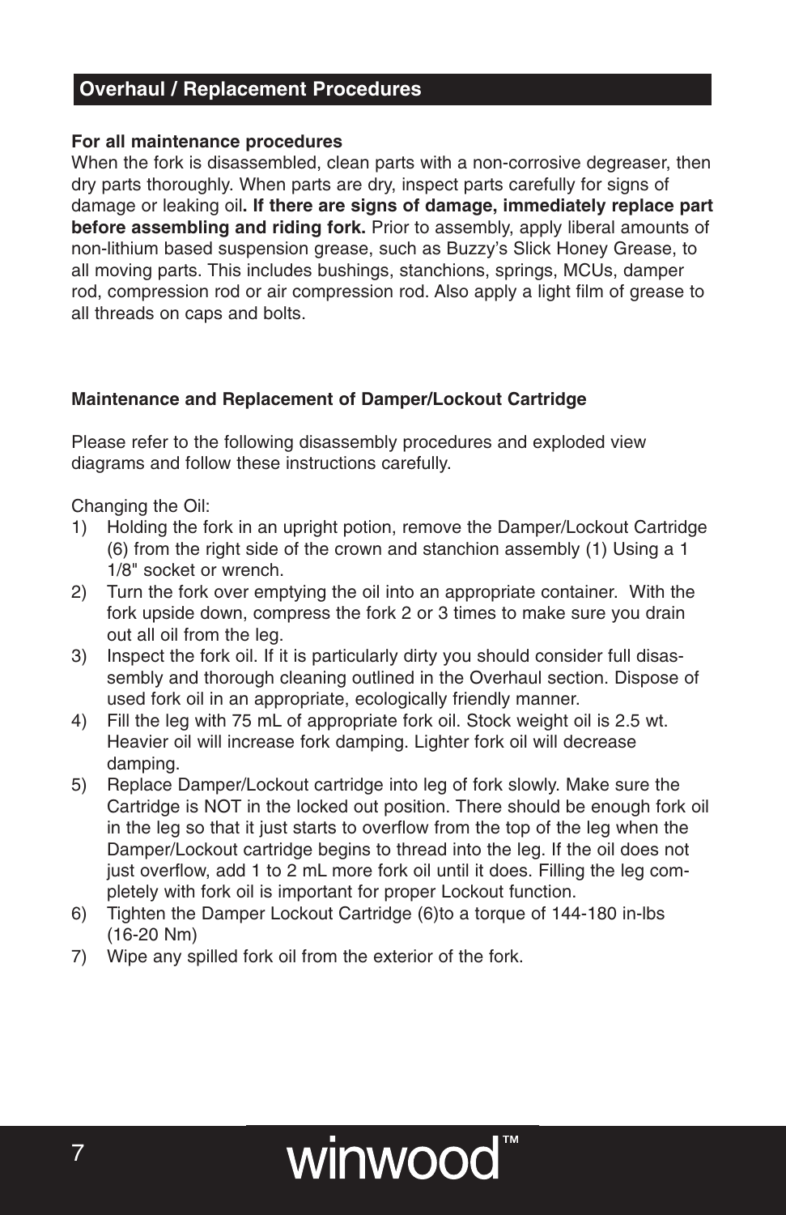## Overhaul / Replacement Procedures

**For all maintenance procedures**

When the fork is disassembled, clean parts with a non-corrosive degreaser, then dry parts thoroughly. When parts are dry, inspect parts carefully for signs of damage or leaking oil**. If there are signs of damage, immediately replace part before assembling and riding fork.** Prior to assembly, apply liberal amounts of non-lithium based suspension grease, such as Buzzy's Slick Honey Grease, to all moving parts. This includes bushings, stanchions, springs, MCUs, damper rod, compression rod or air compression rod. Also apply a light film of grease to all threads on caps and bolts.

**Maintenance and Replacement of Damper/Lockout Cartridge**

Please refer to the following disassembly procedures and exploded view diagrams and follow these instructions carefully.

Changing the Oil:

1) Holding the fork in an upright potion, remove the Damper/Lockout Cartridge (6) from the right side of the crown and stanchion assembly (1) Using a 1 1/8" socket or wrench.
2) Turn the fork over emptying the oil into an appropriate container. With the fork upside down, compress the fork 2 or 3 times to make sure you drain out all oil from the leg.
3) Inspect the fork oil. If it is particularly dirty you should consider full disassembly and thorough cleaning outlined in the Overhaul section. Dispose of used fork oil in an appropriate, ecologically friendly manner.
4) Fill the leg with 75 mL of appropriate fork oil. Stock weight oil is 2.5 wt. Heavier oil will increase fork damping. Lighter fork oil will decrease damping.
5) Replace Damper/Lockout cartridge into leg of fork slowly. Make sure the Cartridge is NOT in the locked out position. There should be enough fork oil in the leg so that it just starts to overflow from the top of the leg when the Damper/Lockout cartridge begins to thread into the leg. If the oil does not just overflow, add 1 to 2 mL more fork oil until it does. Filling the leg completely with fork oil is important for proper Lockout function.
6) Tighten the Damper Lockout Cartridge (6)to a torque of 144-180 in-lbs (16-20 Nm)
7) Wipe any spilled fork oil from the exterior of the fork.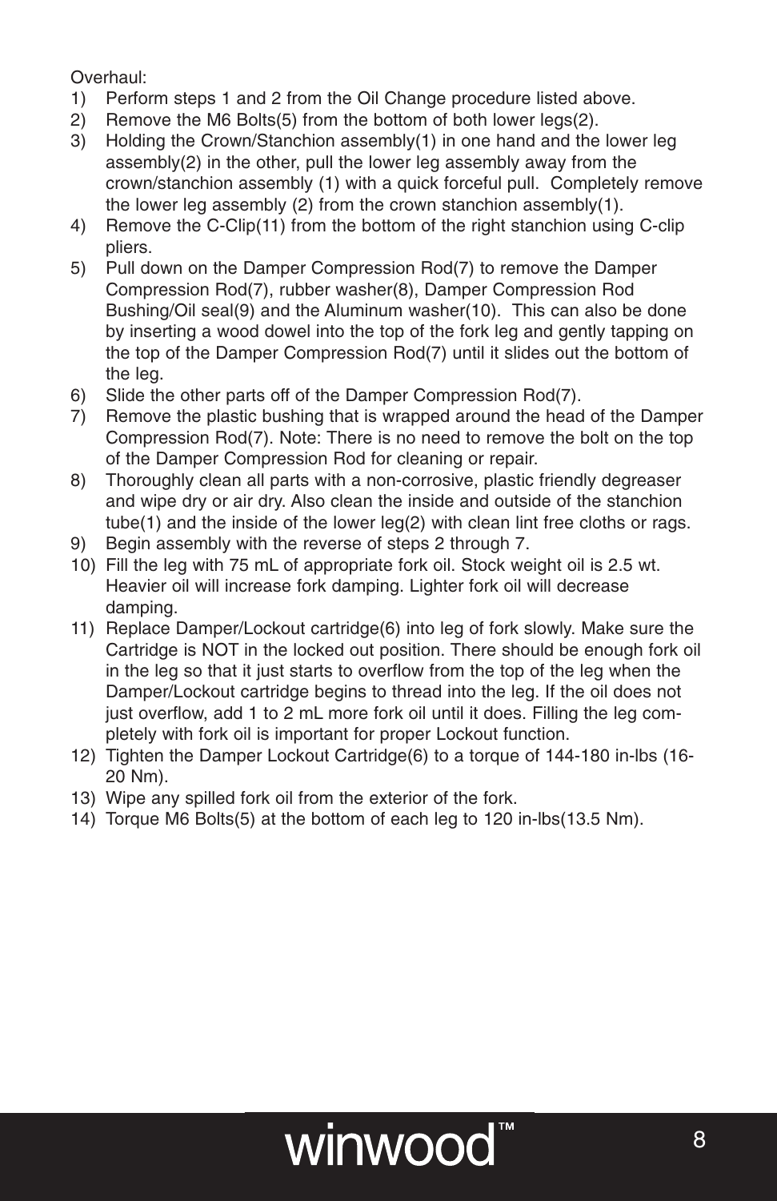Overhaul:

1) Perform steps 1 and 2 from the Oil Change procedure listed above.
2) Remove the M6 Bolts(5) from the bottom of both lower legs(2).
3) Holding the Crown/Stanchion assembly(1) in one hand and the lower leg assembly(2) in the other, pull the lower leg assembly away from the crown/stanchion assembly (1) with a quick forceful pull. Completely remove the lower leg assembly (2) from the crown stanchion assembly(1).
4) Remove the C-Clip(11) from the bottom of the right stanchion using C-clip pliers.
5) Pull down on the Damper Compression Rod(7) to remove the Damper Compression Rod(7), rubber washer(8), Damper Compression Rod Bushing/Oil seal(9) and the Aluminum washer(10). This can also be done by inserting a wood dowel into the top of the fork leg and gently tapping on the top of the Damper Compression Rod(7) until it slides out the bottom of the leg.
6) Slide the other parts off of the Damper Compression Rod(7).
7) Remove the plastic bushing that is wrapped around the head of the Damper Compression Rod(7). Note: There is no need to remove the bolt on the top of the Damper Compression Rod for cleaning or repair.
8) Thoroughly clean all parts with a non-corrosive, plastic friendly degreaser and wipe dry or air dry. Also clean the inside and outside of the stanchion tube(1) and the inside of the lower leg(2) with clean lint free cloths or rags.
9) Begin assembly with the reverse of steps 2 through 7.
10) Fill the leg with 75 mL of appropriate fork oil. Stock weight oil is 2.5 wt. Heavier oil will increase fork damping. Lighter fork oil will decrease damping.
11) Replace Damper/Lockout cartridge(6) into leg of fork slowly. Make sure the Cartridge is NOT in the locked out position. There should be enough fork oil in the leg so that it just starts to overflow from the top of the leg when the Damper/Lockout cartridge begins to thread into the leg. If the oil does not just overflow, add 1 to 2 mL more fork oil until it does. Filling the leg completely with fork oil is important for proper Lockout function.
12) Tighten the Damper Lockout Cartridge(6) to a torque of 144-180 in-lbs (16-20 Nm).
13) Wipe any spilled fork oil from the exterior of the fork.
14) Torque M6 Bolts(5) at the bottom of each leg to 120 in-lbs(13.5 Nm).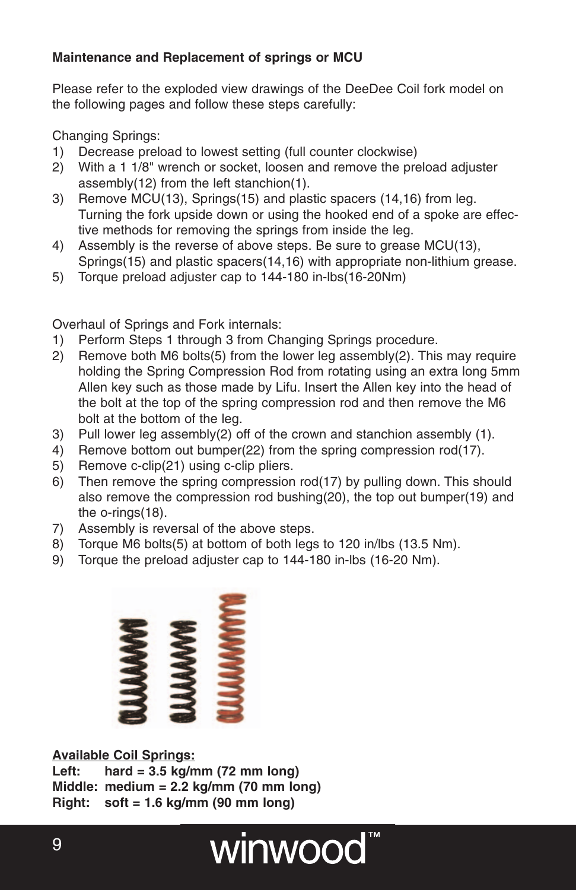**Maintenance and Replacement of springs or MCU**

Please refer to the exploded view drawings of the DeeDee Coil fork model on the following pages and follow these steps carefully:

Changing Springs:

1) Decrease preload to lowest setting (full counter clockwise)
2) With a 1 1/8" wrench or socket, loosen and remove the preload adjuster assembly(12) from the left stanchion(1).
3) Remove MCU(13), Springs(15) and plastic spacers (14,16) from leg. Turning the fork upside down or using the hooked end of a spoke are effective methods for removing the springs from inside the leg.
4) Assembly is the reverse of above steps. Be sure to grease MCU(13), Springs(15) and plastic spacers(14,16) with appropriate non-lithium grease.
5) Torque preload adjuster cap to 144-180 in-lbs(16-20Nm)

Overhaul of Springs and Fork internals:

1) Perform Steps 1 through 3 from Changing Springs procedure.
2) Remove both M6 bolts(5) from the lower leg assembly(2). This may require holding the Spring Compression Rod from rotating using an extra long 5mm Allen key such as those made by Lifu. Insert the Allen key into the head of the bolt at the top of the spring compression rod and then remove the M6 bolt at the bottom of the leg.
3) Pull lower leg assembly(2) off of the crown and stanchion assembly (1).
4) Remove bottom out bumper(22) from the spring compression rod(17).
5) Remove c-clip(21) using c-clip pliers.
6) Then remove the spring compression rod(17) by pulling down. This should also remove the compression rod bushing(20), the top out bumper(19) and the o-rings(18).
7) Assembly is reversal of the above steps.
8) Torque M6 bolts(5) at bottom of both legs to 120 in/lbs (13.5 Nm).
9) Torque the preload adjuster cap to 144-180 in-lbs (16-20 Nm).

**Available Coil Springs:**

**Left: hard = 3.5 kg/mm (72 mm long)**
**Middle: medium = 2.2 kg/mm (70 mm long)**
**Right: soft = 1.6 kg/mm (90 mm long)**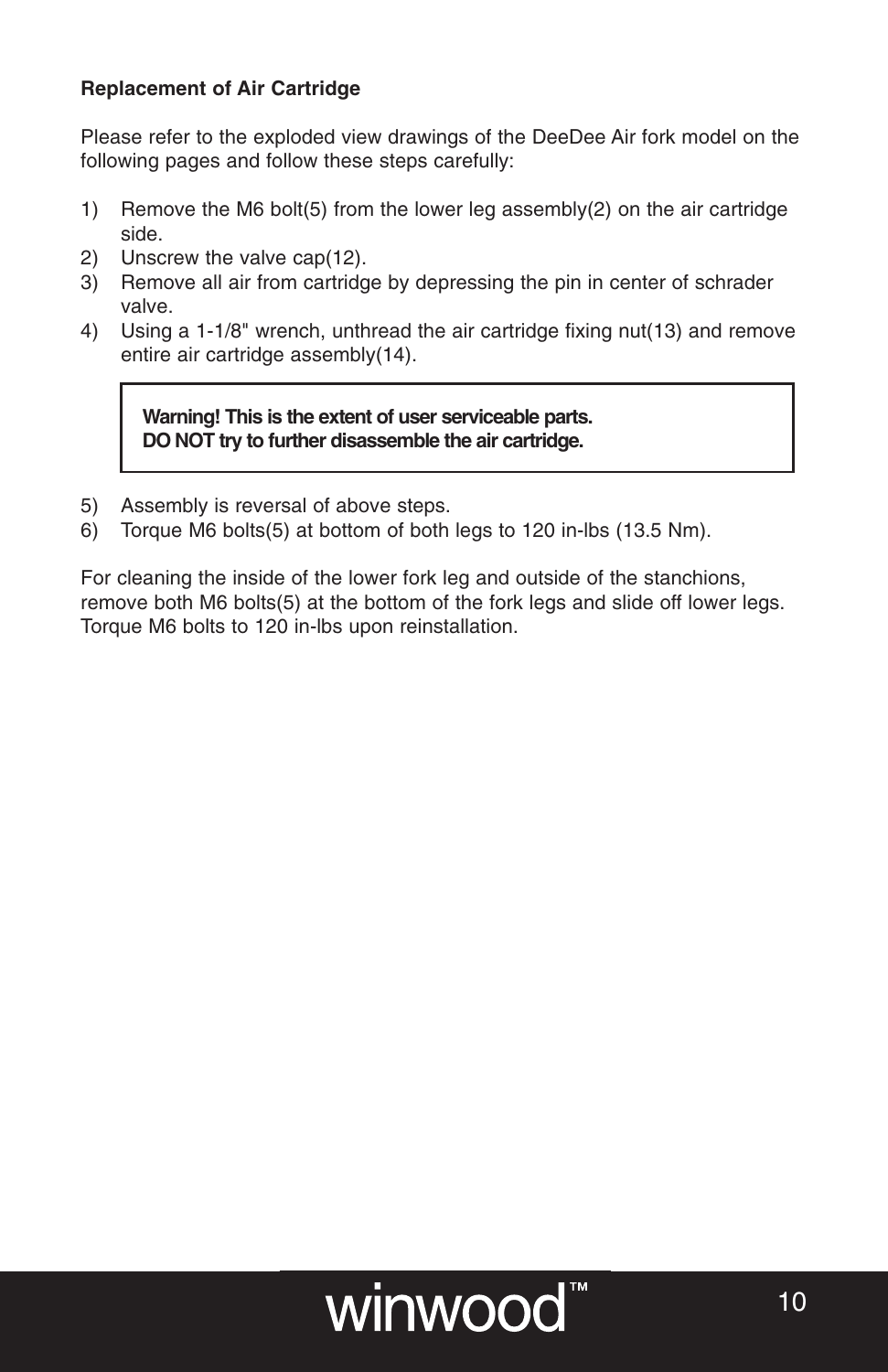**Replacement of Air Cartridge**

Please refer to the exploded view drawings of the DeeDee Air fork model on the following pages and follow these steps carefully:

1) Remove the M6 bolt(5) from the lower leg assembly(2) on the air cartridge side.
2) Unscrew the valve cap(12).
3) Remove all air from cartridge by depressing the pin in center of schrader valve.
4) Using a 1-1/8" wrench, unthread the air cartridge fixing nut(13) and remove entire air cartridge assembly(14).

> **Warning! This is the extent of user serviceable parts.**
> **DO NOT try to further disassemble the air cartridge.**

5) Assembly is reversal of above steps.
6) Torque M6 bolts(5) at bottom of both legs to 120 in-lbs (13.5 Nm).

For cleaning the inside of the lower fork leg and outside of the stanchions, remove both M6 bolts(5) at the bottom of the fork legs and slide off lower legs. Torque M6 bolts to 120 in-lbs upon reinstallation.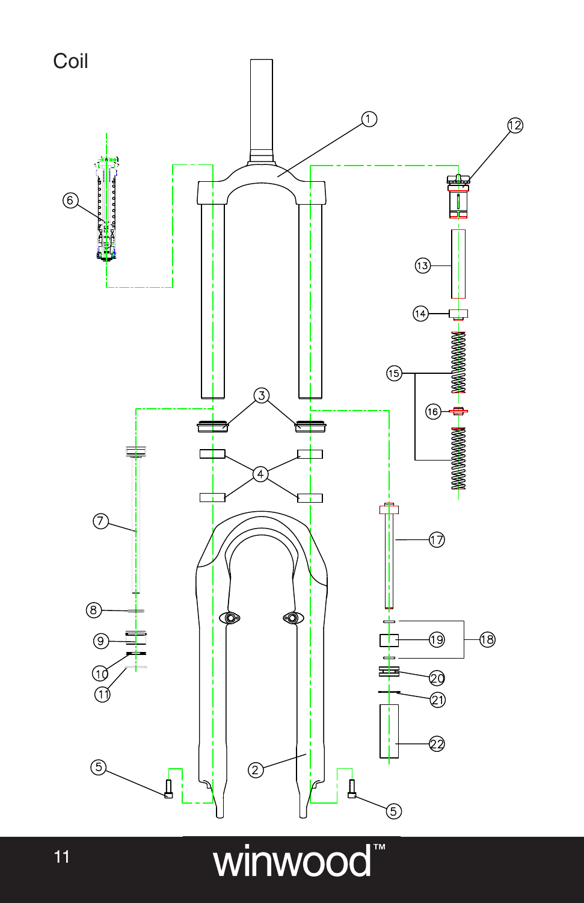# Coil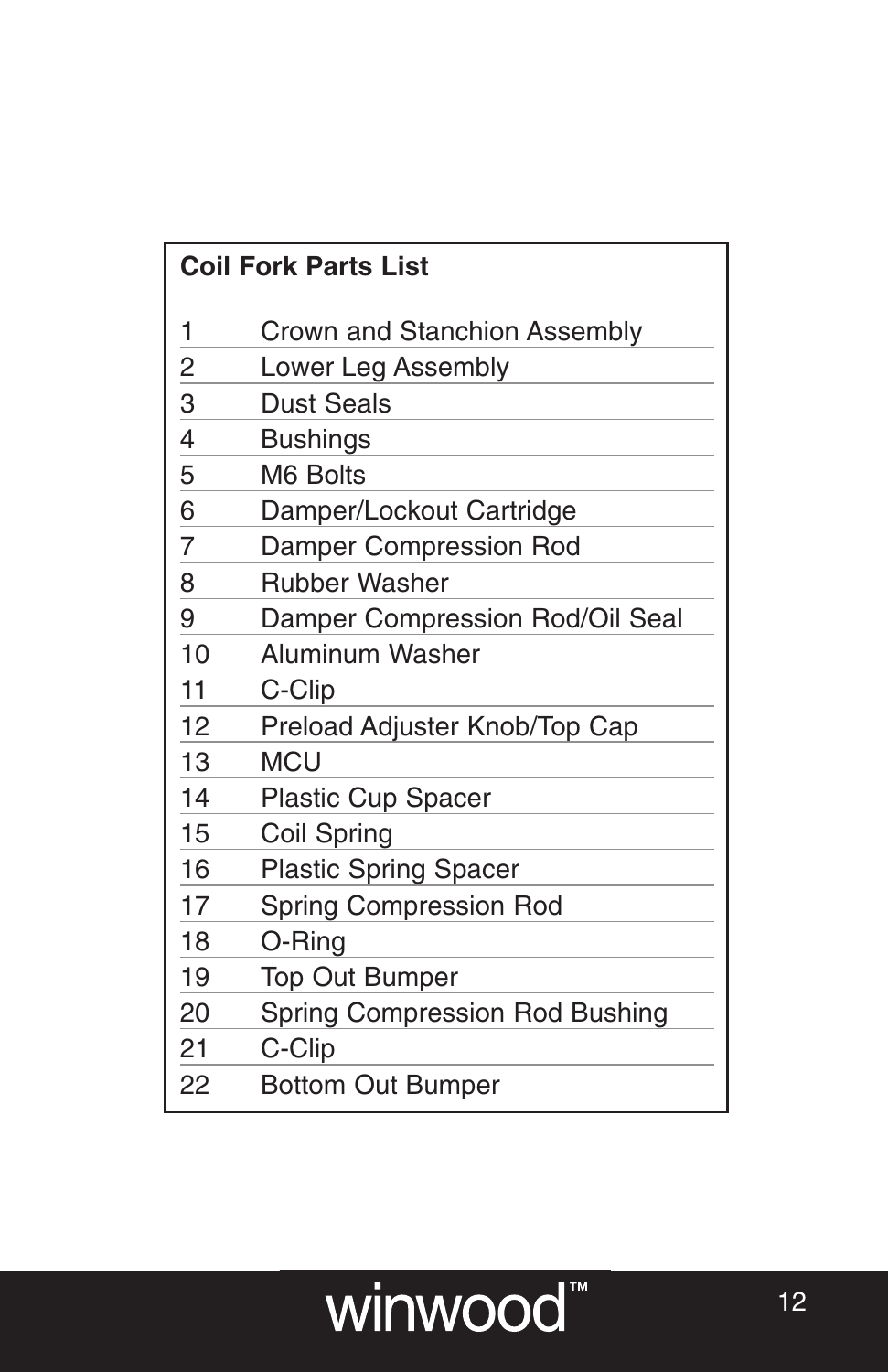**Coil Fork Parts List**

| | |
|---|---|
| 1 | Crown and Stanchion Assembly |
| 2 | Lower Leg Assembly |
| 3 | Dust Seals |
| 4 | Bushings |
| 5 | M6 Bolts |
| 6 | Damper/Lockout Cartridge |
| 7 | Damper Compression Rod |
| 8 | Rubber Washer |
| 9 | Damper Compression Rod/Oil Seal |
| 10 | Aluminum Washer |
| 11 | C-Clip |
| 12 | Preload Adjuster Knob/Top Cap |
| 13 | MCU |
| 14 | Plastic Cup Spacer |
| 15 | Coil Spring |
| 16 | Plastic Spring Spacer |
| 17 | Spring Compression Rod |
| 18 | O-Ring |
| 19 | Top Out Bumper |
| 20 | Spring Compression Rod Bushing |
| 21 | C-Clip |
| 22 | Bottom Out Bumper |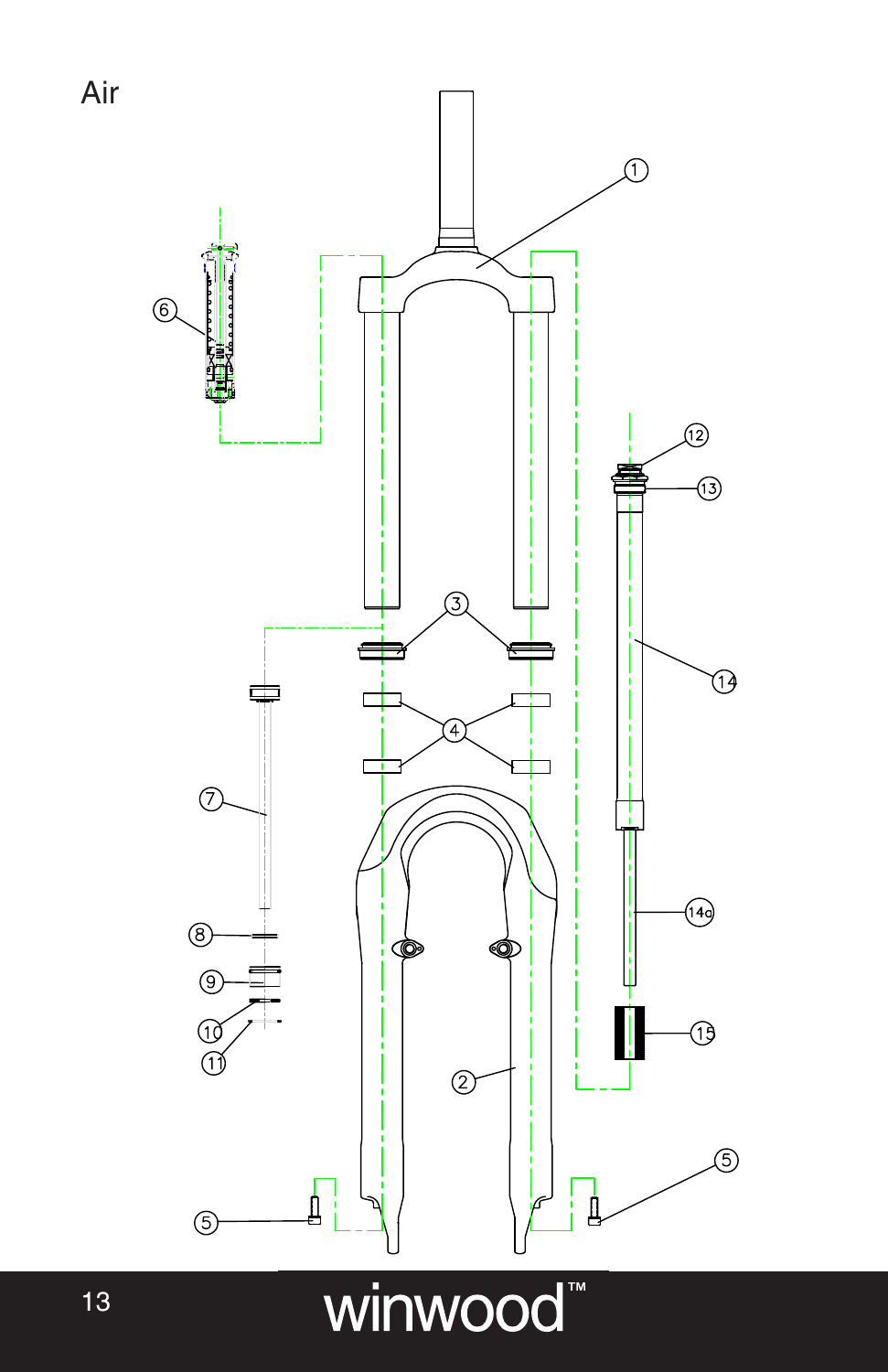# Air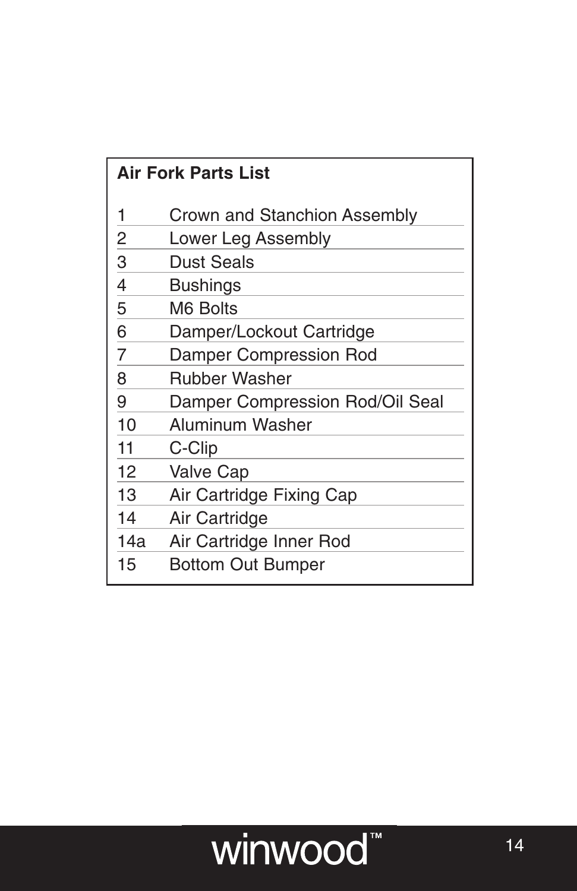**Air Fork Parts List**

| | |
|---|---|
| 1 | Crown and Stanchion Assembly |
| 2 | Lower Leg Assembly |
| 3 | Dust Seals |
| 4 | Bushings |
| 5 | M6 Bolts |
| 6 | Damper/Lockout Cartridge |
| 7 | Damper Compression Rod |
| 8 | Rubber Washer |
| 9 | Damper Compression Rod/Oil Seal |
| 10 | Aluminum Washer |
| 11 | C-Clip |
| 12 | Valve Cap |
| 13 | Air Cartridge Fixing Cap |
| 14 | Air Cartridge |
| 14a | Air Cartridge Inner Rod |
| 15 | Bottom Out Bumper |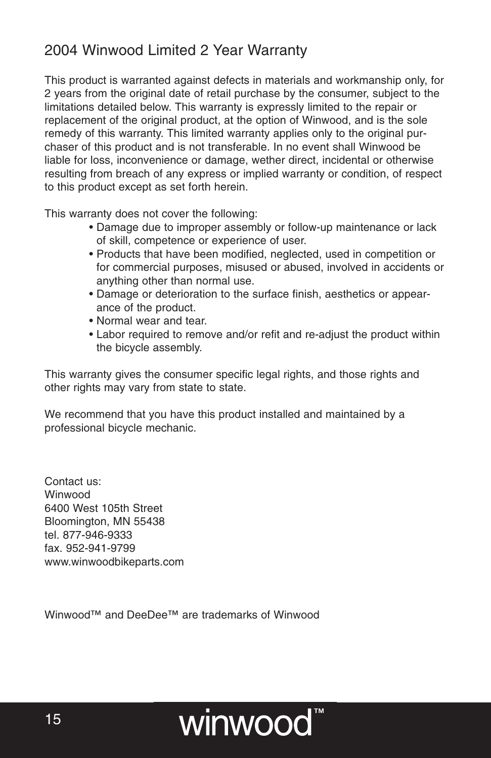## 2004 Winwood Limited 2 Year Warranty

This product is warranted against defects in materials and workmanship only, for 2 years from the original date of retail purchase by the consumer, subject to the limitations detailed below. This warranty is expressly limited to the repair or replacement of the original product, at the option of Winwood, and is the sole remedy of this warranty. This limited warranty applies only to the original purchaser of this product and is not transferable. In no event shall Winwood be liable for loss, inconvenience or damage, wether direct, incidental or otherwise resulting from breach of any express or implied warranty or condition, of respect to this product except as set forth herein.

This warranty does not cover the following:

- Damage due to improper assembly or follow-up maintenance or lack of skill, competence or experience of user.
- Products that have been modified, neglected, used in competition or for commercial purposes, misused or abused, involved in accidents or anything other than normal use.
- Damage or deterioration to the surface finish, aesthetics or appearance of the product.
- Normal wear and tear.
- Labor required to remove and/or refit and re-adjust the product within the bicycle assembly.

This warranty gives the consumer specific legal rights, and those rights and other rights may vary from state to state.

We recommend that you have this product installed and maintained by a professional bicycle mechanic.

Contact us:
Winwood
6400 West 105th Street
Bloomington, MN 55438
tel. 877-946-9333
fax. 952-941-9799
www.winwoodbikeparts.com

Winwood™ and DeeDee™ are trademarks of Winwood

winwood™